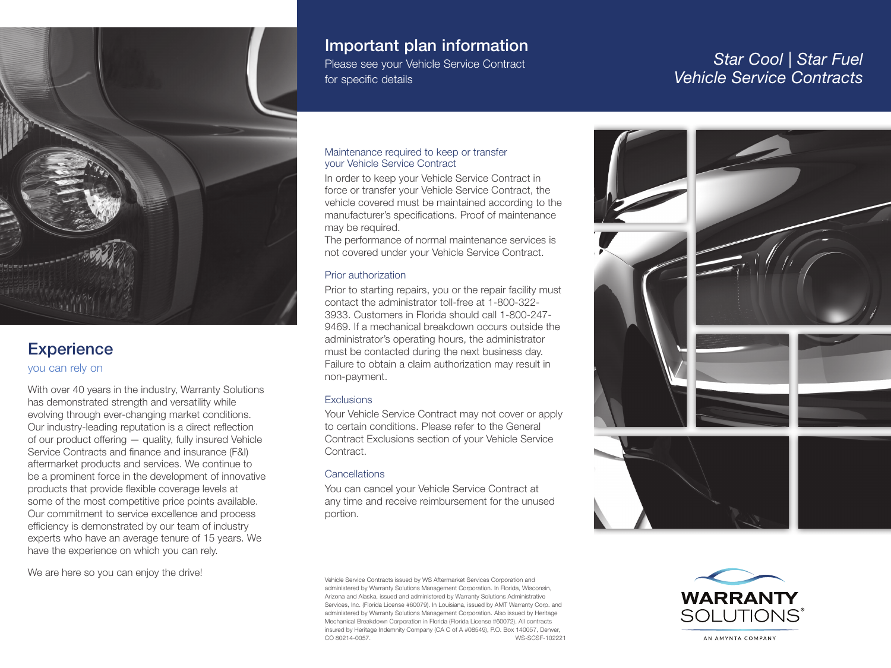# Star Cool | Star Fuel Vehicle Service Contracts

## Important plan information

Please see your Vehicle Service Contract for specific details

### Maintenance required to keep or transfer your Vehicle Service Contract

In order to keep your Vehicle Service Contract in force or transfer your Vehicle Service Contract, the vehicle covered must be maintained according to the manufacturer's specifications. Proof of maintenance may be required.

The performance of normal maintenance services is not covered under your Vehicle Service Contract.

### Prior authorization

Prior to starting repairs, you or the repair facility must contact the administrator toll-free at 1-800-322-3933. Customers in Florida should call 1-800-247-9469. If a mechanical breakdown occurs outside the administrator's operating hours, the administrator must be contacted during the next business day. Failure to obtain a claim authorization may result in non-payment.

### Exclusions

Your Vehicle Service Contract may not cover or apply to certain conditions. Please refer to the General Contract Exclusions section of your Vehicle Service Contract.

### Cancellations

You can cancel your Vehicle Service Contract at any time and receive reimbursement for the unused portion.

Vehicle Service Contracts issued by WS Aftermarket Services Corporation and administered by Warranty Solutions Management Corporation. In Florida, Wisconsin, Arizona and Alaska, issued and administered by Warranty Solutions Administrative Services, Inc. (Florida License #60079). In Louisiana, issued by AMT Warranty Corp. and administered by Warranty Solutions Management Corporation. Also issued by Heritage Mechanical Breakdown Corporation in Florida (Florida License #60072). All contracts insured by Heritage Indemnity Company (CA C of A #08549), P.O. Box 140057, Denver, CO 80214-0057. WS-SCSF-102221

## Experience

you can rely on

With over 40 years in the industry, Warranty Solutions has demonstrated strength and versatility while evolving through ever-changing market conditions. Our industry-leading reputation is a direct reflection of our product offering — quality, fully insured Vehicle Service Contracts and finance and insurance (F&I) aftermarket products and services. We continue to be a prominent force in the development of innovative products that provide flexible coverage levels at some of the most competitive price points available. Our commitment to service excellence and process efficiency is demonstrated by our team of industry experts who have an average tenure of 15 years. We have the experience on which you can rely.

We are here so you can enjoy the drive!

WARRANTY SOLUTIONS®

AN AMYNTA COMPANY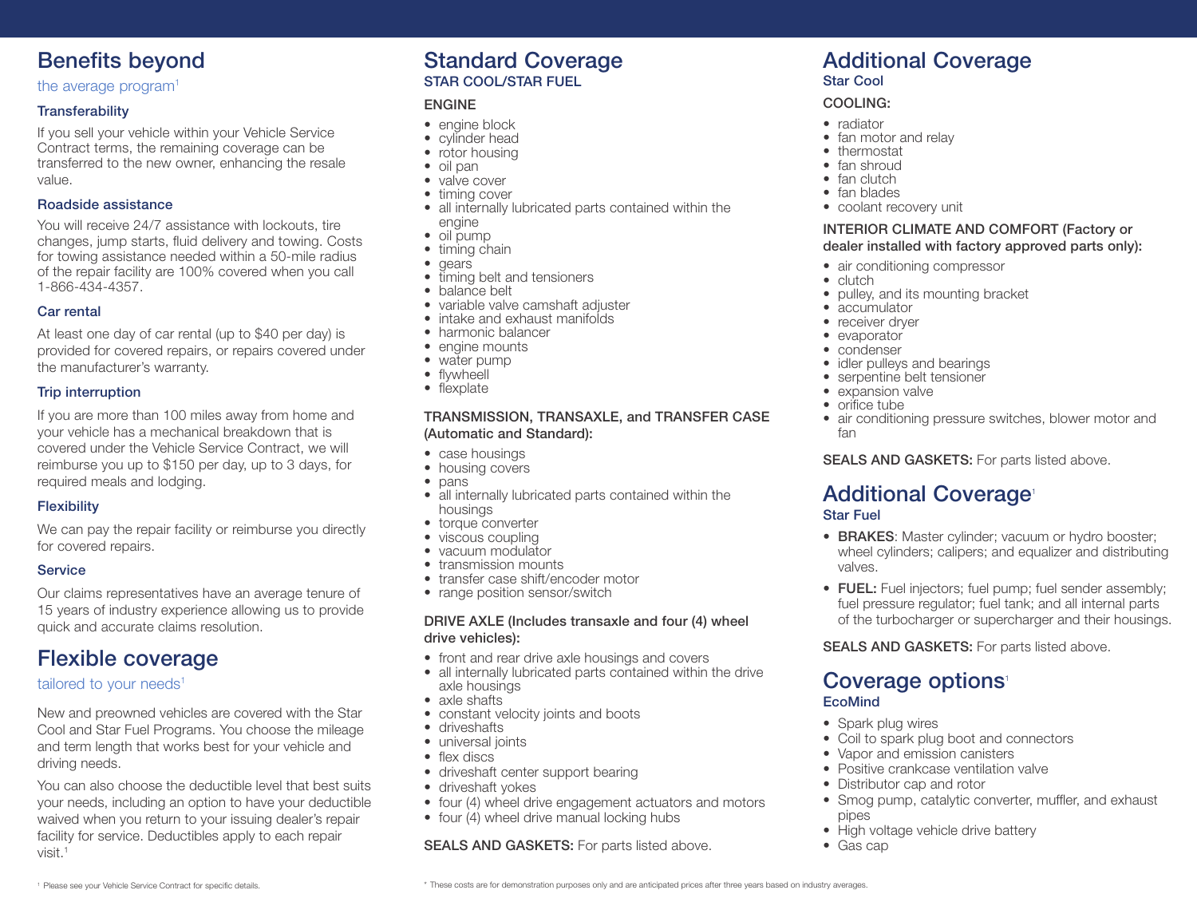## Benefits beyond

the average program[1]

### Transferability

If you sell your vehicle within your Vehicle Service Contract terms, the remaining coverage can be transferred to the new owner, enhancing the resale value.

### Roadside assistance

You will receive 24/7 assistance with lockouts, tire changes, jump starts, fluid delivery and towing. Costs for towing assistance needed within a 50-mile radius of the repair facility are 100% covered when you call 1-866-434-4357.

### Car rental

At least one day of car rental (up to $40 per day) is provided for covered repairs, or repairs covered under the manufacturer's warranty.

### Trip interruption

If you are more than 100 miles away from home and your vehicle has a mechanical breakdown that is covered under the Vehicle Service Contract, we will reimburse you up to $150 per day, up to 3 days, for required meals and lodging.

### Flexibility

We can pay the repair facility or reimburse you directly for covered repairs.

### Service

Our claims representatives have an average tenure of 15 years of industry experience allowing us to provide quick and accurate claims resolution.

## Flexible coverage

tailored to your needs[1]

New and preowned vehicles are covered with the Star Cool and Star Fuel Programs. You choose the mileage and term length that works best for your vehicle and driving needs.

You can also choose the deductible level that best suits your needs, including an option to have your deductible waived when you return to your issuing dealer's repair facility for service. Deductibles apply to each repair visit.[1]

## Standard Coverage

**STAR COOL/STAR FUEL**

### ENGINE

- engine block
- cylinder head
- rotor housing
- oil pan
- valve cover
- timing cover
- all internally lubricated parts contained within the engine
- oil pump
- timing chain
- gears
- timing belt and tensioners
- balance belt
- variable valve camshaft adjuster
- intake and exhaust manifolds
- harmonic balancer
- engine mounts
- water pump
- flywheell
- flexplate

### TRANSMISSION, TRANSAXLE, and TRANSFER CASE (Automatic and Standard):

- case housings
- housing covers
- pans
- all internally lubricated parts contained within the housings
- torque converter
- viscous coupling
- vacuum modulator
- transmission mounts
- transfer case shift/encoder motor
- range position sensor/switch

### DRIVE AXLE (Includes transaxle and four (4) wheel drive vehicles):

- front and rear drive axle housings and covers
- all internally lubricated parts contained within the drive axle housings
- axle shafts
- constant velocity joints and boots
- driveshafts
- universal joints
- flex discs
- driveshaft center support bearing
- driveshaft yokes
- four (4) wheel drive engagement actuators and motors
- four (4) wheel drive manual locking hubs

**SEALS AND GASKETS:** For parts listed above.

## Additional Coverage

**Star Cool**

### COOLING:

- radiator
- fan motor and relay
- thermostat
- fan shroud
- fan clutch
- fan blades
- coolant recovery unit

### INTERIOR CLIMATE AND COMFORT (Factory or dealer installed with factory approved parts only):

- air conditioning compressor
- clutch
- pulley, and its mounting bracket
- accumulator
- receiver dryer
- evaporator
- condenser
- idler pulleys and bearings
- serpentine belt tensioner
- expansion valve
- orifice tube
- air conditioning pressure switches, blower motor and fan

**SEALS AND GASKETS:** For parts listed above.

## Additional Coverage[1]

**Star Fuel**

- **BRAKES**: Master cylinder; vacuum or hydro booster; wheel cylinders; calipers; and equalizer and distributing valves.
- **FUEL:** Fuel injectors; fuel pump; fuel sender assembly; fuel pressure regulator; fuel tank; and all internal parts of the turbocharger or supercharger and their housings.

**SEALS AND GASKETS:** For parts listed above.

## Coverage options[1]

**EcoMind**

- Spark plug wires
- Coil to spark plug boot and connectors
- Vapor and emission canisters
- Positive crankcase ventilation valve
- Distributor cap and rotor
- Smog pump, catalytic converter, muffler, and exhaust pipes
- High voltage vehicle drive battery
- Gas cap

[1] Please see your Vehicle Service Contract for specific details.

* These costs are for demonstration purposes only and are anticipated prices after three years based on industry averages.